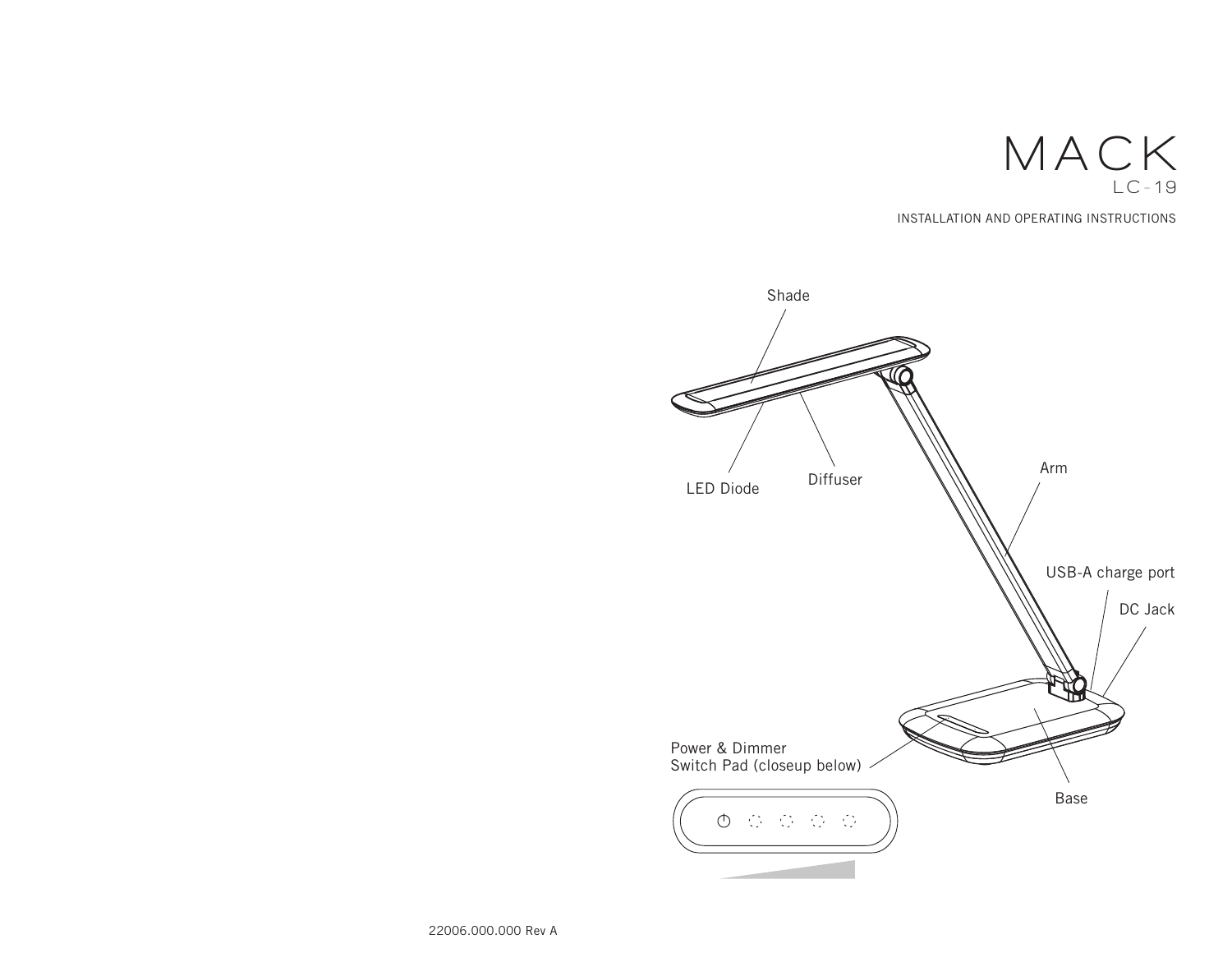# MACK

LC-19

INSTALLATION AND OPERATING INSTRUCTIONS

Shade

LED Diode

Diffuser

Arm

USB-A charge port

DC Jack

Power & Dimmer
Switch Pad (closeup below)

Base

22006.000.000 Rev A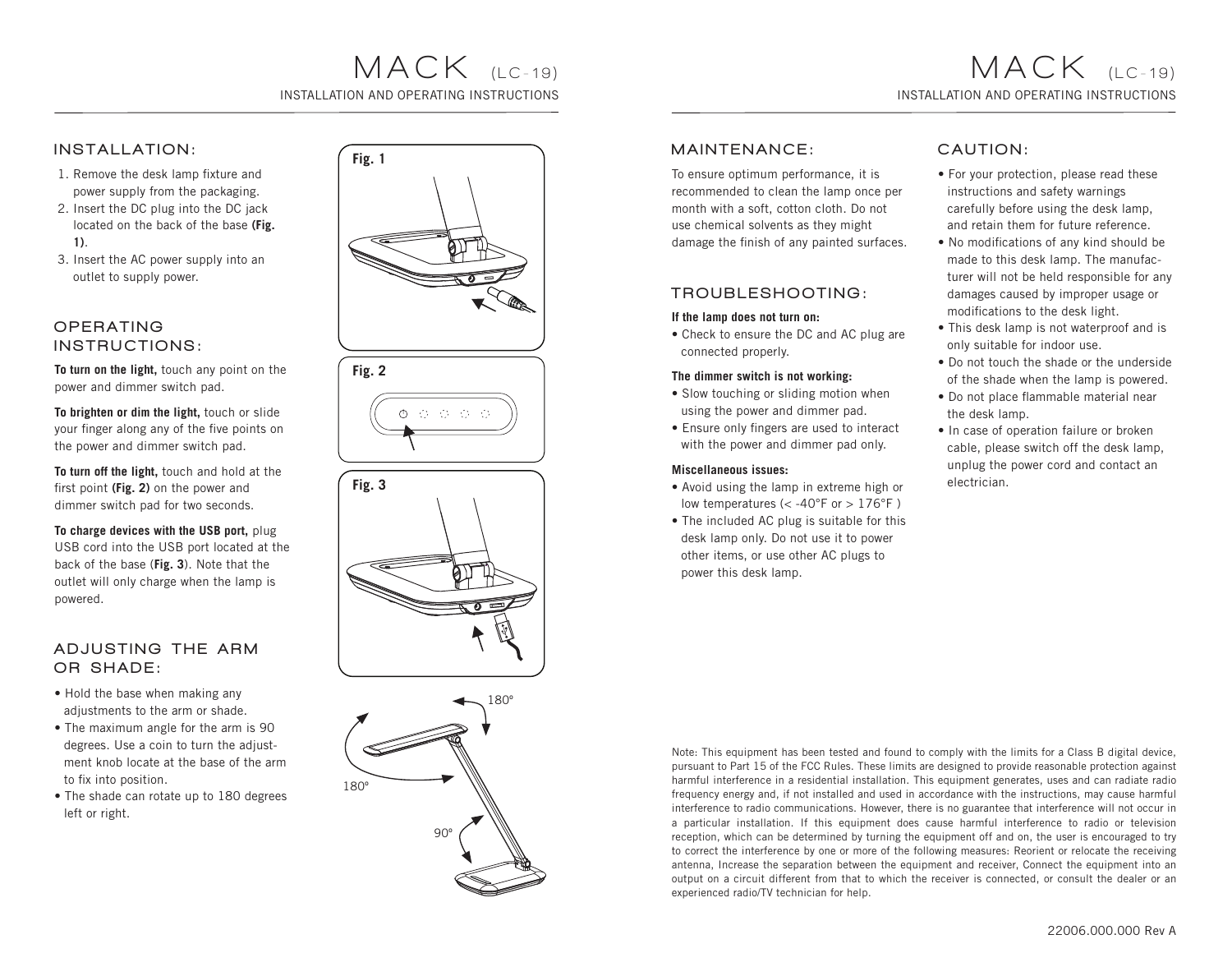# MACK (LC-19)

INSTALLATION AND OPERATING INSTRUCTIONS

## INSTALLATION:

1. Remove the desk lamp fixture and power supply from the packaging.
2. Insert the DC plug into the DC jack located on the back of the base **(Fig. 1)**.
3. Insert the AC power supply into an outlet to supply power.

## OPERATING INSTRUCTIONS:

**To turn on the light,** touch any point on the power and dimmer switch pad.

**To brighten or dim the light,** touch or slide your finger along any of the five points on the power and dimmer switch pad.

**To turn off the light,** touch and hold at the first point **(Fig. 2)** on the power and dimmer switch pad for two seconds.

**To charge devices with the USB port,** plug USB cord into the USB port located at the back of the base (**Fig. 3**). Note that the outlet will only charge when the lamp is powered.

## ADJUSTING THE ARM OR SHADE:

- Hold the base when making any adjustments to the arm or shade.
- The maximum angle for the arm is 90 degrees. Use a coin to turn the adjustment knob locate at the base of the arm to fix into position.
- The shade can rotate up to 180 degrees left or right.

**Fig. 1**

**Fig. 2**

**Fig. 3**

180°

180°

90°

## MAINTENANCE:

To ensure optimum performance, it is recommended to clean the lamp once per month with a soft, cotton cloth. Do not use chemical solvents as they might damage the finish of any painted surfaces.

## TROUBLESHOOTING:

**If the lamp does not turn on:**

- Check to ensure the DC and AC plug are connected properly.

**The dimmer switch is not working:**

- Slow touching or sliding motion when using the power and dimmer pad.
- Ensure only fingers are used to interact with the power and dimmer pad only.

**Miscellaneous issues:**

- Avoid using the lamp in extreme high or low temperatures (< -40°F or > 176°F )
- The included AC plug is suitable for this desk lamp only. Do not use it to power other items, or use other AC plugs to power this desk lamp.

## CAUTION:

- For your protection, please read these instructions and safety warnings carefully before using the desk lamp, and retain them for future reference.
- No modifications of any kind should be made to this desk lamp. The manufacturer will not be held responsible for any damages caused by improper usage or modifications to the desk light.
- This desk lamp is not waterproof and is only suitable for indoor use.
- Do not touch the shade or the underside of the shade when the lamp is powered.
- Do not place flammable material near the desk lamp.
- In case of operation failure or broken cable, please switch off the desk lamp, unplug the power cord and contact an electrician.

Note: This equipment has been tested and found to comply with the limits for a Class B digital device, pursuant to Part 15 of the FCC Rules. These limits are designed to provide reasonable protection against harmful interference in a residential installation. This equipment generates, uses and can radiate radio frequency energy and, if not installed and used in accordance with the instructions, may cause harmful interference to radio communications. However, there is no guarantee that interference will not occur in a particular installation. If this equipment does cause harmful interference to radio or television reception, which can be determined by turning the equipment off and on, the user is encouraged to try to correct the interference by one or more of the following measures: Reorient or relocate the receiving antenna, Increase the separation between the equipment and receiver, Connect the equipment into an output on a circuit different from that to which the receiver is connected, or consult the dealer or an experienced radio/TV technician for help.

22006.000.000 Rev A